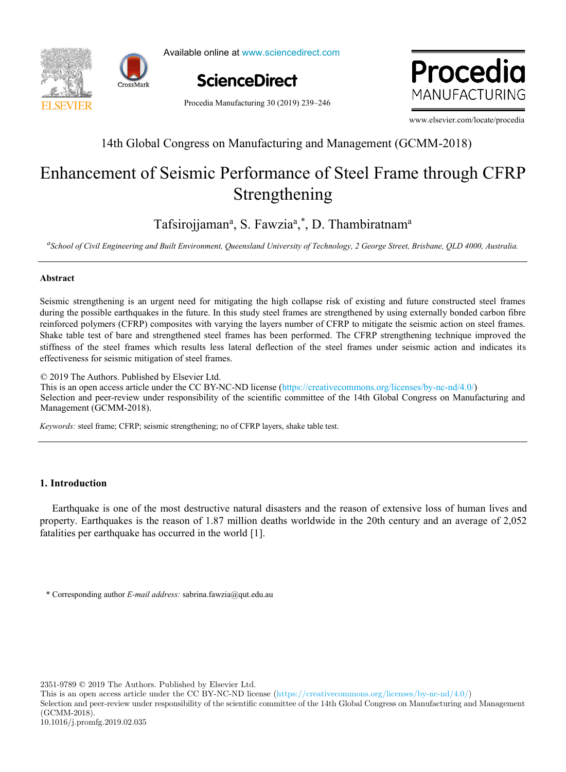# Enhancement of Seismic Performance of Steel Frame through CFRP Strengthening

Tafsirojjaman[a], S. Fawzia[a,*], D. Thambiratnam[a]

[a]*School of Civil Engineering and Built Environment, Queensland University of Technology, 2 George Street, Brisbane, QLD 4000, Australia.*

## Abstract

Seismic strengthening is an urgent need for mitigating the high collapse risk of existing and future constructed steel frames during the possible earthquakes in the future. In this study steel frames are strengthened by using externally bonded carbon fibre reinforced polymers (CFRP) composites with varying the layers number of CFRP to mitigate the seismic action on steel frames. Shake table test of bare and strengthened steel frames has been performed. The CFRP strengthening technique improved the stiffness of the steel frames which results less lateral deflection of the steel frames under seismic action and indicates its effectiveness for seismic mitigation of steel frames.

© 2019 The Authors. Published by Elsevier Ltd.
This is an open access article under the CC BY-NC-ND license (https://creativecommons.org/licenses/by-nc-nd/4.0/)
Selection and peer-review under responsibility of the scientific committee of the 14th Global Congress on Manufacturing and Management (GCMM-2018).

*Keywords:* steel frame; CFRP; seismic strengthening; no of CFRP layers, shake table test.

## 1. Introduction

Earthquake is one of the most destructive natural disasters and the reason of extensive loss of human lives and property. Earthquakes is the reason of 1.87 million deaths worldwide in the 20th century and an average of 2,052 fatalities per earthquake has occurred in the world [1].

\* Corresponding author *E-mail address:* sabrina.fawzia@qut.edu.au

2351-9789 © 2019 The Authors. Published by Elsevier Ltd.
This is an open access article under the CC BY-NC-ND license (https://creativecommons.org/licenses/by-nc-nd/4.0/)
Selection and peer-review under responsibility of the scientific committee of the 14th Global Congress on Manufacturing and Management (GCMM-2018).
10.1016/j.promfg.2019.02.035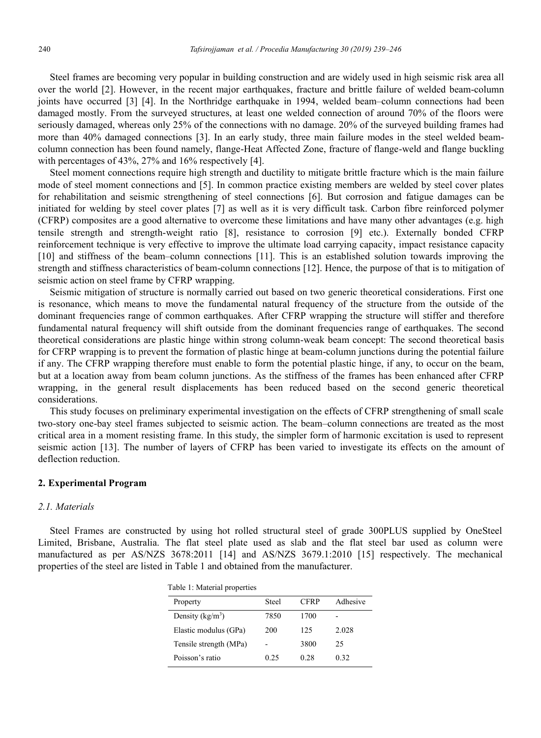Steel frames are becoming very popular in building construction and are widely used in high seismic risk area all over the world [2]. However, in the recent major earthquakes, fracture and brittle failure of welded beam-column joints have occurred [3] [4]. In the Northridge earthquake in 1994, welded beam–column connections had been damaged mostly. From the surveyed structures, at least one welded connection of around 70% of the floors were seriously damaged, whereas only 25% of the connections with no damage. 20% of the surveyed building frames had more than 40% damaged connections [3]. In an early study, three main failure modes in the steel welded beam-column connection has been found namely, flange-Heat Affected Zone, fracture of flange-weld and flange buckling with percentages of 43%, 27% and 16% respectively [4].

Steel moment connections require high strength and ductility to mitigate brittle fracture which is the main failure mode of steel moment connections and [5]. In common practice existing members are welded by steel cover plates for rehabilitation and seismic strengthening of steel connections [6]. But corrosion and fatigue damages can be initiated for welding by steel cover plates [7] as well as it is very difficult task. Carbon fibre reinforced polymer (CFRP) composites are a good alternative to overcome these limitations and have many other advantages (e.g. high tensile strength and strength-weight ratio [8], resistance to corrosion [9] etc.). Externally bonded CFRP reinforcement technique is very effective to improve the ultimate load carrying capacity, impact resistance capacity [10] and stiffness of the beam–column connections [11]. This is an established solution towards improving the strength and stiffness characteristics of beam-column connections [12]. Hence, the purpose of that is to mitigation of seismic action on steel frame by CFRP wrapping.

Seismic mitigation of structure is normally carried out based on two generic theoretical considerations. First one is resonance, which means to move the fundamental natural frequency of the structure from the outside of the dominant frequencies range of common earthquakes. After CFRP wrapping the structure will stiffer and therefore fundamental natural frequency will shift outside from the dominant frequencies range of earthquakes. The second theoretical considerations are plastic hinge within strong column-weak beam concept: The second theoretical basis for CFRP wrapping is to prevent the formation of plastic hinge at beam-column junctions during the potential failure if any. The CFRP wrapping therefore must enable to form the potential plastic hinge, if any, to occur on the beam, but at a location away from beam column junctions. As the stiffness of the frames has been enhanced after CFRP wrapping, in the general result displacements has been reduced based on the second generic theoretical considerations.

This study focuses on preliminary experimental investigation on the effects of CFRP strengthening of small scale two-story one-bay steel frames subjected to seismic action. The beam–column connections are treated as the most critical area in a moment resisting frame. In this study, the simpler form of harmonic excitation is used to represent seismic action [13]. The number of layers of CFRP has been varied to investigate its effects on the amount of deflection reduction.

## 2. Experimental Program

### *2.1. Materials*

Steel Frames are constructed by using hot rolled structural steel of grade 300PLUS supplied by OneSteel Limited, Brisbane, Australia. The flat steel plate used as slab and the flat steel bar used as column were manufactured as per AS/NZS 3678:2011 [14] and AS/NZS 3679.1:2010 [15] respectively. The mechanical properties of the steel are listed in Table 1 and obtained from the manufacturer.

Table 1: Material properties

| Property | Steel | CFRP | Adhesive |
|---|---|---|---|
| Density (kg/m$^3$) | 7850 | 1700 | - |
| Elastic modulus (GPa) | 200 | 125 | 2.028 |
| Tensile strength (MPa) | - | 3800 | 25 |
| Poisson's ratio | 0.25 | 0.28 | 0.32 |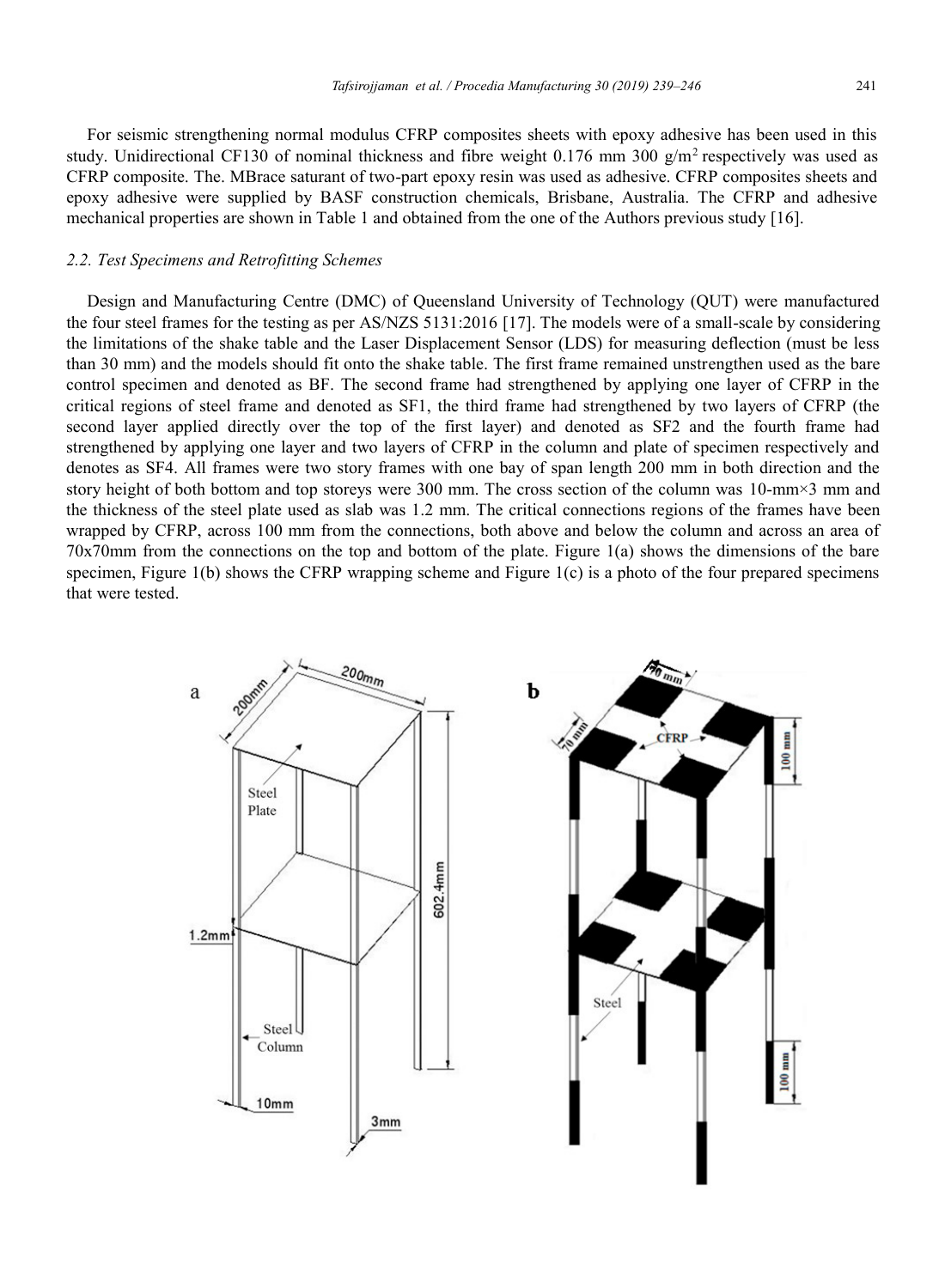For seismic strengthening normal modulus CFRP composites sheets with epoxy adhesive has been used in this study. Unidirectional CF130 of nominal thickness and fibre weight 0.176 mm 300 g/m$^2$ respectively was used as CFRP composite. The. MBrace saturant of two-part epoxy resin was used as adhesive. CFRP composites sheets and epoxy adhesive were supplied by BASF construction chemicals, Brisbane, Australia. The CFRP and adhesive mechanical properties are shown in Table 1 and obtained from the one of the Authors previous study [16].

### *2.2. Test Specimens and Retrofitting Schemes*

Design and Manufacturing Centre (DMC) of Queensland University of Technology (QUT) were manufactured the four steel frames for the testing as per AS/NZS 5131:2016 [17]. The models were of a small-scale by considering the limitations of the shake table and the Laser Displacement Sensor (LDS) for measuring deflection (must be less than 30 mm) and the models should fit onto the shake table. The first frame remained unstrengthen used as the bare control specimen and denoted as BF. The second frame had strengthened by applying one layer of CFRP in the critical regions of steel frame and denoted as SF1, the third frame had strengthened by two layers of CFRP (the second layer applied directly over the top of the first layer) and denoted as SF2 and the fourth frame had strengthened by applying one layer and two layers of CFRP in the column and plate of specimen respectively and denotes as SF4. All frames were two story frames with one bay of span length 200 mm in both direction and the story height of both bottom and top storeys were 300 mm. The cross section of the column was 10-mm×3 mm and the thickness of the steel plate used as slab was 1.2 mm. The critical connections regions of the frames have been wrapped by CFRP, across 100 mm from the connections, both above and below the column and across an area of 70x70mm from the connections on the top and bottom of the plate. Figure 1(a) shows the dimensions of the bare specimen, Figure 1(b) shows the CFRP wrapping scheme and Figure 1(c) is a photo of the four prepared specimens that were tested.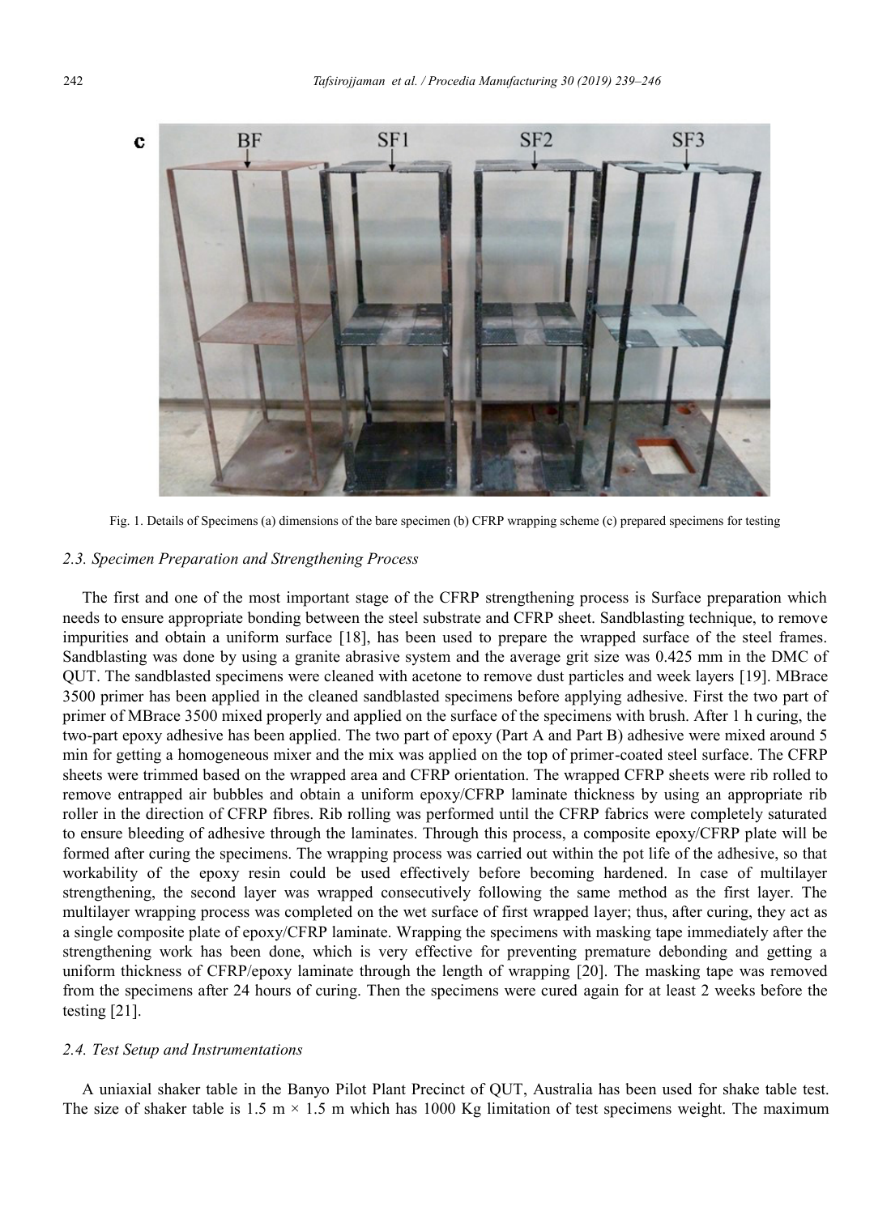Fig. 1. Details of Specimens (a) dimensions of the bare specimen (b) CFRP wrapping scheme (c) prepared specimens for testing

### 2.3. Specimen Preparation and Strengthening Process

The first and one of the most important stage of the CFRP strengthening process is Surface preparation which needs to ensure appropriate bonding between the steel substrate and CFRP sheet. Sandblasting technique, to remove impurities and obtain a uniform surface [18], has been used to prepare the wrapped surface of the steel frames. Sandblasting was done by using a granite abrasive system and the average grit size was 0.425 mm in the DMC of QUT. The sandblasted specimens were cleaned with acetone to remove dust particles and week layers [19]. MBrace 3500 primer has been applied in the cleaned sandblasted specimens before applying adhesive. First the two part of primer of MBrace 3500 mixed properly and applied on the surface of the specimens with brush. After 1 h curing, the two-part epoxy adhesive has been applied. The two part of epoxy (Part A and Part B) adhesive were mixed around 5 min for getting a homogeneous mixer and the mix was applied on the top of primer-coated steel surface. The CFRP sheets were trimmed based on the wrapped area and CFRP orientation. The wrapped CFRP sheets were rib rolled to remove entrapped air bubbles and obtain a uniform epoxy/CFRP laminate thickness by using an appropriate rib roller in the direction of CFRP fibres. Rib rolling was performed until the CFRP fabrics were completely saturated to ensure bleeding of adhesive through the laminates. Through this process, a composite epoxy/CFRP plate will be formed after curing the specimens. The wrapping process was carried out within the pot life of the adhesive, so that workability of the epoxy resin could be used effectively before becoming hardened. In case of multilayer strengthening, the second layer was wrapped consecutively following the same method as the first layer. The multilayer wrapping process was completed on the wet surface of first wrapped layer; thus, after curing, they act as a single composite plate of epoxy/CFRP laminate. Wrapping the specimens with masking tape immediately after the strengthening work has been done, which is very effective for preventing premature debonding and getting a uniform thickness of CFRP/epoxy laminate through the length of wrapping [20]. The masking tape was removed from the specimens after 24 hours of curing. Then the specimens were cured again for at least 2 weeks before the testing [21].

### 2.4. Test Setup and Instrumentations

A uniaxial shaker table in the Banyo Pilot Plant Precinct of QUT, Australia has been used for shake table test. The size of shaker table is 1.5 m × 1.5 m which has 1000 Kg limitation of test specimens weight. The maximum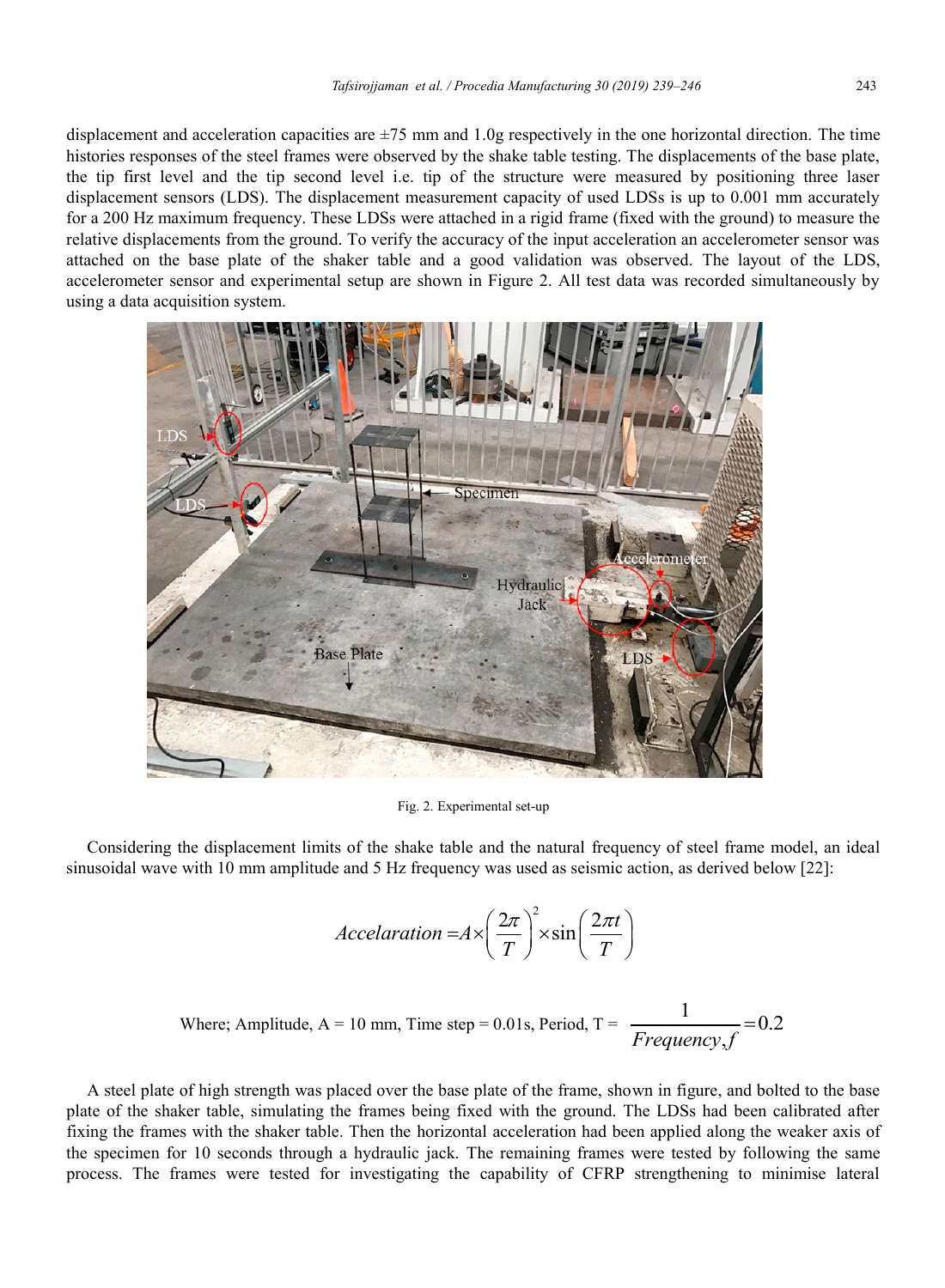displacement and acceleration capacities are ±75 mm and 1.0g respectively in the one horizontal direction. The time histories responses of the steel frames were observed by the shake table testing. The displacements of the base plate, the tip first level and the tip second level i.e. tip of the structure were measured by positioning three laser displacement sensors (LDS). The displacement measurement capacity of used LDSs is up to 0.001 mm accurately for a 200 Hz maximum frequency. These LDSs were attached in a rigid frame (fixed with the ground) to measure the relative displacements from the ground. To verify the accuracy of the input acceleration an accelerometer sensor was attached on the base plate of the shaker table and a good validation was observed. The layout of the LDS, accelerometer sensor and experimental setup are shown in Figure 2. All test data was recorded simultaneously by using a data acquisition system.

Fig. 2. Experimental set-up

Considering the displacement limits of the shake table and the natural frequency of steel frame model, an ideal sinusoidal wave with 10 mm amplitude and 5 Hz frequency was used as seismic action, as derived below [22]:

$$Accelaration = A \times \left(\frac{2\pi}{T}\right)^2 \times \sin\left(\frac{2\pi t}{T}\right)$$

Where; Amplitude, A = 10 mm, Time step = 0.01s, Period, T = $\dfrac{1}{Frequency, f} = 0.2$

A steel plate of high strength was placed over the base plate of the frame, shown in figure, and bolted to the base plate of the shaker table, simulating the frames being fixed with the ground. The LDSs had been calibrated after fixing the frames with the shaker table. Then the horizontal acceleration had been applied along the weaker axis of the specimen for 10 seconds through a hydraulic jack. The remaining frames were tested by following the same process. The frames were tested for investigating the capability of CFRP strengthening to minimise lateral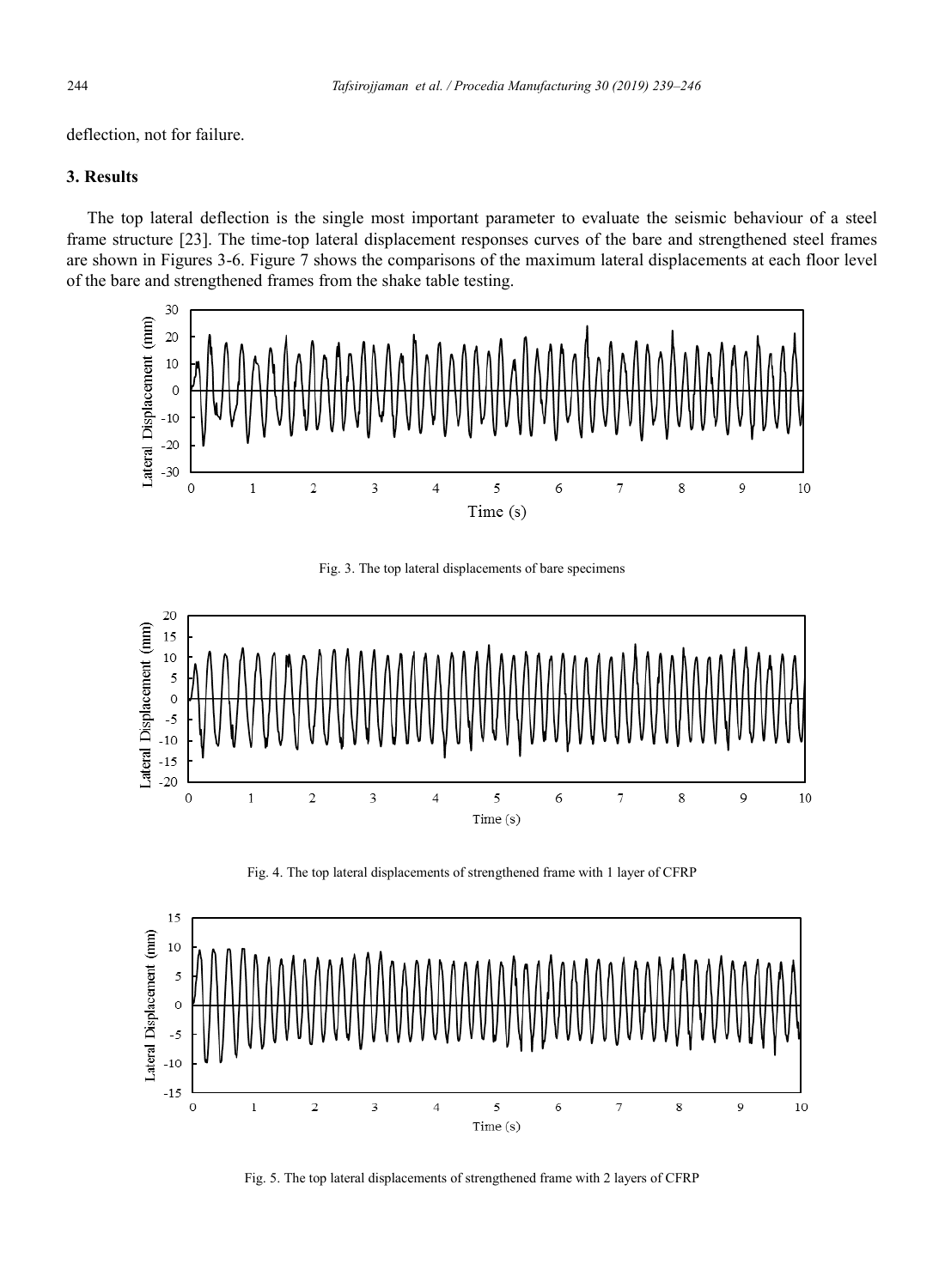deflection, not for failure.

## 3. Results

The top lateral deflection is the single most important parameter to evaluate the seismic behaviour of a steel frame structure [23]. The time-top lateral displacement responses curves of the bare and strengthened steel frames are shown in Figures 3-6. Figure 7 shows the comparisons of the maximum lateral displacements at each floor level of the bare and strengthened frames from the shake table testing.

Fig. 3. The top lateral displacements of bare specimens

Fig. 4. The top lateral displacements of strengthened frame with 1 layer of CFRP

Fig. 5. The top lateral displacements of strengthened frame with 2 layers of CFRP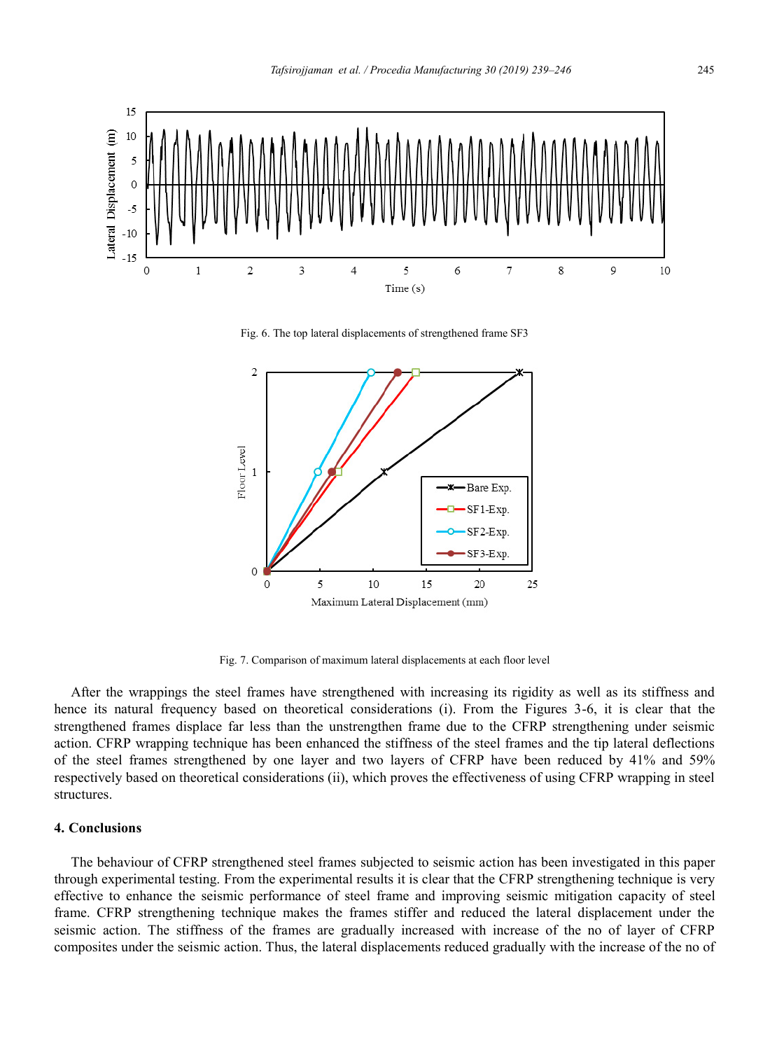Fig. 6. The top lateral displacements of strengthened frame SF3

Fig. 7. Comparison of maximum lateral displacements at each floor level

After the wrappings the steel frames have strengthened with increasing its rigidity as well as its stiffness and hence its natural frequency based on theoretical considerations (i). From the Figures 3-6, it is clear that the strengthened frames displace far less than the unstrengthen frame due to the CFRP strengthening under seismic action. CFRP wrapping technique has been enhanced the stiffness of the steel frames and the tip lateral deflections of the steel frames strengthened by one layer and two layers of CFRP have been reduced by 41% and 59% respectively based on theoretical considerations (ii), which proves the effectiveness of using CFRP wrapping in steel structures.

## 4. Conclusions

The behaviour of CFRP strengthened steel frames subjected to seismic action has been investigated in this paper through experimental testing. From the experimental results it is clear that the CFRP strengthening technique is very effective to enhance the seismic performance of steel frame and improving seismic mitigation capacity of steel frame. CFRP strengthening technique makes the frames stiffer and reduced the lateral displacement under the seismic action. The stiffness of the frames are gradually increased with increase of the no of layer of CFRP composites under the seismic action. Thus, the lateral displacements reduced gradually with the increase of the no of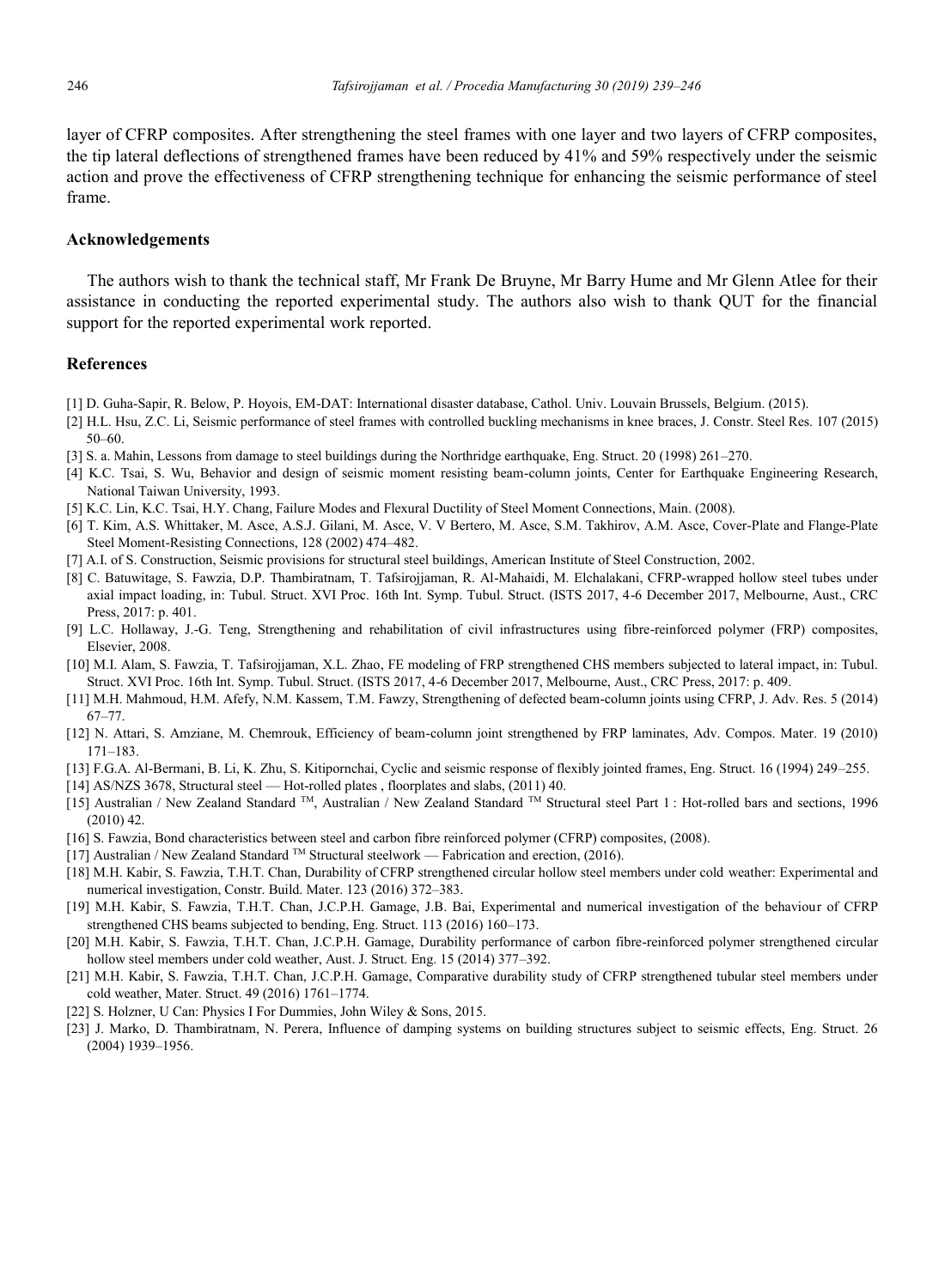layer of CFRP composites. After strengthening the steel frames with one layer and two layers of CFRP composites, the tip lateral deflections of strengthened frames have been reduced by 41% and 59% respectively under the seismic action and prove the effectiveness of CFRP strengthening technique for enhancing the seismic performance of steel frame.

## Acknowledgements

The authors wish to thank the technical staff, Mr Frank De Bruyne, Mr Barry Hume and Mr Glenn Atlee for their assistance in conducting the reported experimental study. The authors also wish to thank QUT for the financial support for the reported experimental work reported.

## References

[1] D. Guha-Sapir, R. Below, P. Hoyois, EM-DAT: International disaster database, Cathol. Univ. Louvain Brussels, Belgium. (2015).

[2] H.L. Hsu, Z.C. Li, Seismic performance of steel frames with controlled buckling mechanisms in knee braces, J. Constr. Steel Res. 107 (2015) 50–60.

[3] S. a. Mahin, Lessons from damage to steel buildings during the Northridge earthquake, Eng. Struct. 20 (1998) 261–270.

[4] K.C. Tsai, S. Wu, Behavior and design of seismic moment resisting beam-column joints, Center for Earthquake Engineering Research, National Taiwan University, 1993.

[5] K.C. Lin, K.C. Tsai, H.Y. Chang, Failure Modes and Flexural Ductility of Steel Moment Connections, Main. (2008).

[6] T. Kim, A.S. Whittaker, M. Asce, A.S.J. Gilani, M. Asce, V. V Bertero, M. Asce, S.M. Takhirov, A.M. Asce, Cover-Plate and Flange-Plate Steel Moment-Resisting Connections, 128 (2002) 474–482.

[7] A.I. of S. Construction, Seismic provisions for structural steel buildings, American Institute of Steel Construction, 2002.

[8] C. Batuwitage, S. Fawzia, D.P. Thambiratnam, T. Tafsirojjaman, R. Al-Mahaidi, M. Elchalakani, CFRP-wrapped hollow steel tubes under axial impact loading, in: Tubul. Struct. XVI Proc. 16th Int. Symp. Tubul. Struct. (ISTS 2017, 4-6 December 2017, Melbourne, Aust., CRC Press, 2017: p. 401.

[9] L.C. Hollaway, J.-G. Teng, Strengthening and rehabilitation of civil infrastructures using fibre-reinforced polymer (FRP) composites, Elsevier, 2008.

[10] M.I. Alam, S. Fawzia, T. Tafsirojjaman, X.L. Zhao, FE modeling of FRP strengthened CHS members subjected to lateral impact, in: Tubul. Struct. XVI Proc. 16th Int. Symp. Tubul. Struct. (ISTS 2017, 4-6 December 2017, Melbourne, Aust., CRC Press, 2017: p. 409.

[11] M.H. Mahmoud, H.M. Afefy, N.M. Kassem, T.M. Fawzy, Strengthening of defected beam-column joints using CFRP, J. Adv. Res. 5 (2014) 67–77.

[12] N. Attari, S. Amziane, M. Chemrouk, Efficiency of beam-column joint strengthened by FRP laminates, Adv. Compos. Mater. 19 (2010) 171–183.

[13] F.G.A. Al-Bermani, B. Li, K. Zhu, S. Kitipornchai, Cyclic and seismic response of flexibly jointed frames, Eng. Struct. 16 (1994) 249–255.

[14] AS/NZS 3678, Structural steel — Hot-rolled plates , floorplates and slabs, (2011) 40.

[15] Australian / New Zealand Standard TM, Australian / New Zealand Standard TM Structural steel Part 1 : Hot-rolled bars and sections, 1996 (2010) 42.

[16] S. Fawzia, Bond characteristics between steel and carbon fibre reinforced polymer (CFRP) composites, (2008).

[17] Australian / New Zealand Standard TM Structural steelwork — Fabrication and erection, (2016).

[18] M.H. Kabir, S. Fawzia, T.H.T. Chan, Durability of CFRP strengthened circular hollow steel members under cold weather: Experimental and numerical investigation, Constr. Build. Mater. 123 (2016) 372–383.

[19] M.H. Kabir, S. Fawzia, T.H.T. Chan, J.C.P.H. Gamage, J.B. Bai, Experimental and numerical investigation of the behaviour of CFRP strengthened CHS beams subjected to bending, Eng. Struct. 113 (2016) 160–173.

[20] M.H. Kabir, S. Fawzia, T.H.T. Chan, J.C.P.H. Gamage, Durability performance of carbon fibre-reinforced polymer strengthened circular hollow steel members under cold weather, Aust. J. Struct. Eng. 15 (2014) 377–392.

[21] M.H. Kabir, S. Fawzia, T.H.T. Chan, J.C.P.H. Gamage, Comparative durability study of CFRP strengthened tubular steel members under cold weather, Mater. Struct. 49 (2016) 1761–1774.

[22] S. Holzner, U Can: Physics I For Dummies, John Wiley & Sons, 2015.

[23] J. Marko, D. Thambiratnam, N. Perera, Influence of damping systems on building structures subject to seismic effects, Eng. Struct. 26 (2004) 1939–1956.